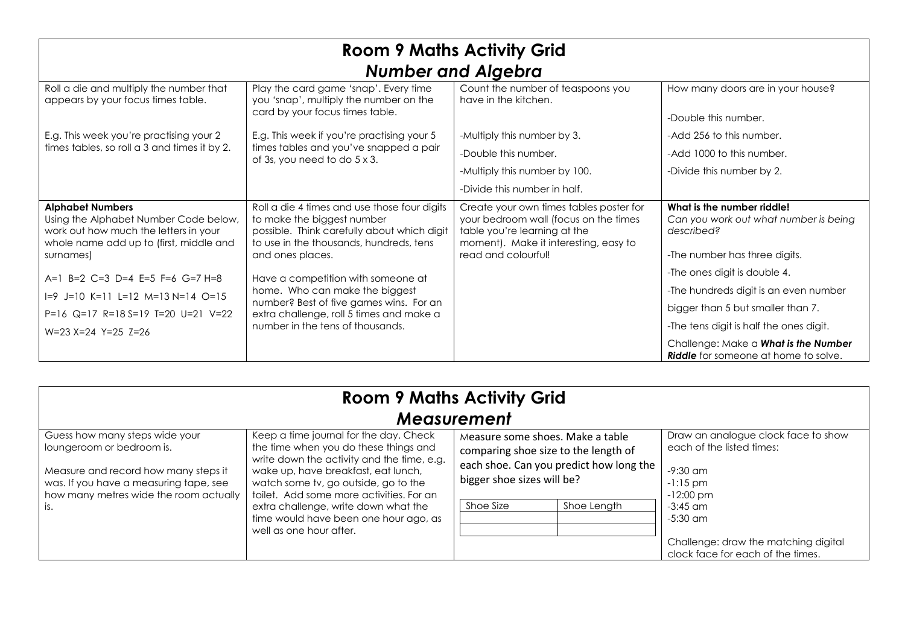# Room 9 Maths Activity Grid

## *Number and Algebra*

| | | | |
|---|---|---|---|
| Roll a die and multiply the number that appears by your focus times table.<br><br>E.g. This week you're practising your 2 times tables, so roll a 3 and times it by 2. | Play the card game 'snap'. Every time you 'snap', multiply the number on the card by your focus times table.<br><br>E.g. This week if you're practising your 5 times tables and you've snapped a pair of 3s, you need to do 5 x 3. | Count the number of teaspoons you have in the kitchen.<br><br>-Multiply this number by 3.<br>-Double this number.<br>-Multiply this number by 100.<br>-Divide this number in half. | How many doors are in your house?<br><br>-Double this number.<br>-Add 256 to this number.<br>-Add 1000 to this number.<br>-Divide this number by 2. |
| **Alphabet Numbers**<br>Using the Alphabet Number Code below, work out how much the letters in your whole name add up to (first, middle and surnames)<br><br>A=1 B=2 C=3 D=4 E=5 F=6 G=7 H=8<br>I=9 J=10 K=11 L=12 M=13 N=14 O=15<br>P=16 Q=17 R=18 S=19 T=20 U=21 V=22<br>W=23 X=24 Y=25 Z=26 | Roll a die 4 times and use those four digits to make the biggest number possible. Think carefully about which digit to use in the thousands, hundreds, tens and ones places.<br><br>Have a competition with someone at home. Who can make the biggest number? Best of five games wins. For an extra challenge, roll 5 times and make a number in the tens of thousands. | Create your own times tables poster for your bedroom wall (focus on the times table you're learning at the moment). Make it interesting, easy to read and colourful! | **What is the number riddle!**<br>*Can you work out what number is being described?*<br><br>-The number has three digits.<br>-The ones digit is double 4.<br>-The hundreds digit is an even number bigger than 5 but smaller than 7.<br>-The tens digit is half the ones digit.<br>Challenge: Make a ***What is the Number Riddle*** for someone at home to solve. |

# Room 9 Maths Activity Grid

## *Measurement*

| | | | |
|---|---|---|---|
| Guess how many steps wide your loungeroom or bedroom is.<br><br>Measure and record how many steps it was. If you have a measuring tape, see how many metres wide the room actually is. | Keep a time journal for the day. Check the time when you do these things and write down the activity and the time, e.g. wake up, have breakfast, eat lunch, watch some tv, go outside, go to the toilet. Add some more activities. For an extra challenge, write down what the time would have been one hour ago, as well as one hour after. | Measure some shoes. Make a table comparing shoe size to the length of each shoe. Can you predict how long the bigger shoe sizes will be?<br><br>Shoe Size \| Shoe Length<br>(blank rows) | Draw an analogue clock face to show each of the listed times:<br><br>-9:30 am<br>-1:15 pm<br>-12:00 pm<br>-3:45 am<br>-5:30 am<br><br>Challenge: draw the matching digital clock face for each of the times. |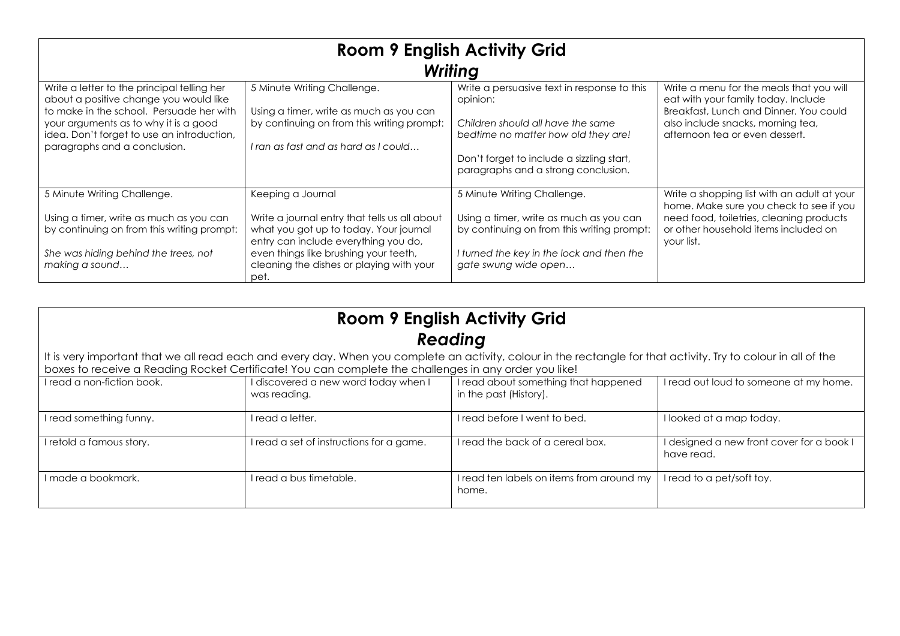# Room 9 English Activity Grid

## *Writing*

| | | | |
|---|---|---|---|
| Write a letter to the principal telling her about a positive change you would like to make in the school. Persuade her with your arguments as to why it is a good idea. Don't forget to use an introduction, paragraphs and a conclusion. | 5 Minute Writing Challenge.<br><br>Using a timer, write as much as you can by continuing on from this writing prompt:<br><br>*I ran as fast and as hard as I could…* | Write a persuasive text in response to this opinion:<br><br>*Children should all have the same bedtime no matter how old they are!*<br><br>Don't forget to include a sizzling start, paragraphs and a strong conclusion. | Write a menu for the meals that you will eat with your family today. Include Breakfast, Lunch and Dinner. You could also include snacks, morning tea, afternoon tea or even dessert. |
| 5 Minute Writing Challenge.<br><br>Using a timer, write as much as you can by continuing on from this writing prompt:<br><br>*She was hiding behind the trees, not making a sound…* | Keeping a Journal<br><br>Write a journal entry that tells us all about what you got up to today. Your journal entry can include everything you do, even things like brushing your teeth, cleaning the dishes or playing with your pet. | 5 Minute Writing Challenge.<br><br>Using a timer, write as much as you can by continuing on from this writing prompt:<br><br>*I turned the key in the lock and then the gate swung wide open…* | Write a shopping list with an adult at your home. Make sure you check to see if you need food, toiletries, cleaning products or other household items included on your list. |

# Room 9 English Activity Grid

## *Reading*

It is very important that we all read each and every day. When you complete an activity, colour in the rectangle for that activity. Try to colour in all of the boxes to receive a Reading Rocket Certificate! You can complete the challenges in any order you like!

| | | | |
|---|---|---|---|
| I read a non-fiction book. | I discovered a new word today when I was reading. | I read about something that happened in the past (History). | I read out loud to someone at my home. |
| I read something funny. | I read a letter. | I read before I went to bed. | I looked at a map today. |
| I retold a famous story. | I read a set of instructions for a game. | I read the back of a cereal box. | I designed a new front cover for a book I have read. |
| I made a bookmark. | I read a bus timetable. | I read ten labels on items from around my home. | I read to a pet/soft toy. |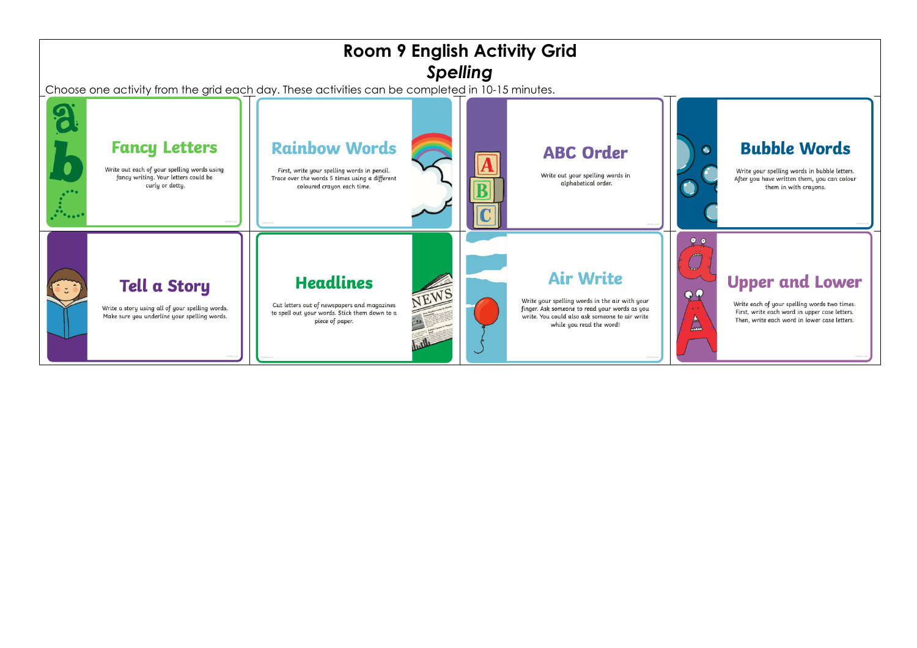# Room 9 English Activity Grid

## *Spelling*

Choose one activity from the grid each day. These activities can be completed in 10-15 minutes.

| | | | |
|---|---|---|---|
| **Fancy Letters**<br>Write out each of your spelling words using fancy writing. Your letters could be curly or dotty. | **Rainbow Words**<br>First, write your spelling words in pencil. Trace over the words 5 times using a different coloured crayon each time. | **ABC Order**<br>Write out your spelling words in alphabetical order. | **Bubble Words**<br>Write your spelling words in bubble letters. After you have written them, you can colour them in with crayons. |
| **Tell a Story**<br>Write a story using all of your spelling words. Make sure you underline your spelling words. | **Headlines**<br>Cut letters out of newspapers and magazines to spell out your words. Stick them down to a piece of paper. | **Air Write**<br>Write your spelling words in the air with your finger. Ask someone to read your words as you write. You could also ask someone to air write while you read the word! | **Upper and Lower**<br>Write each of your spelling words two times. First, write each word in upper case letters. Then, write each word in lower case letters. |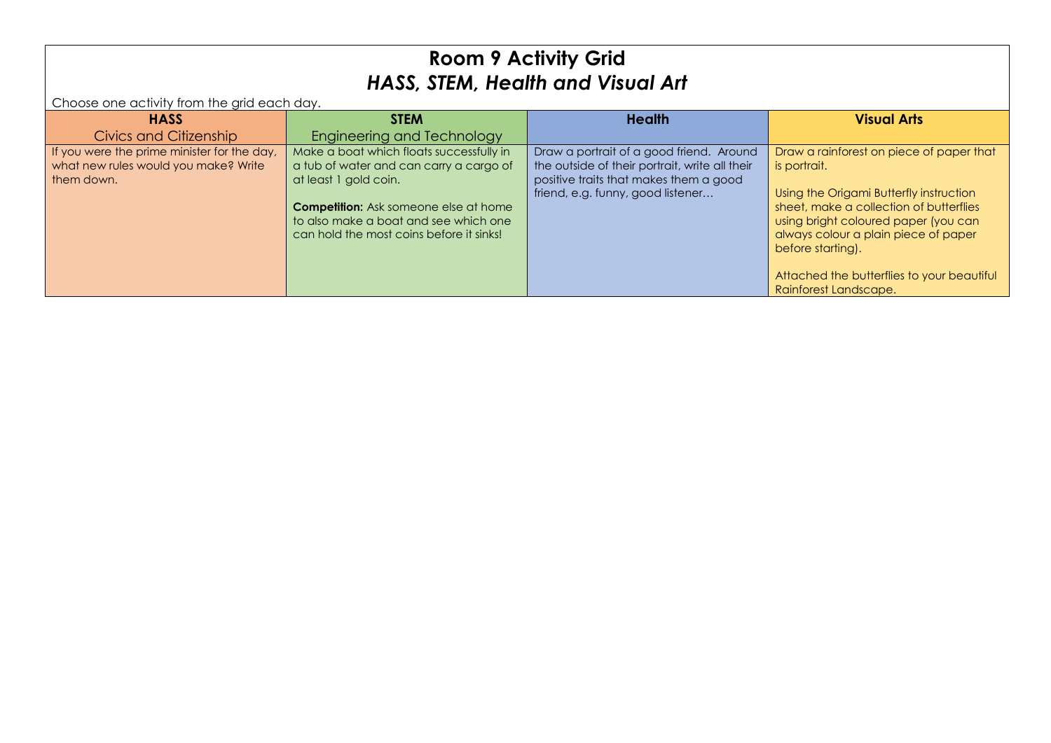# Room 9 Activity Grid

## *HASS, STEM, Health and Visual Art*

Choose one activity from the grid each day.

| **HASS**<br>Civics and Citizenship | **STEM**<br>Engineering and Technology | **Health** | **Visual Arts** |
|---|---|---|---|
| If you were the prime minister for the day, what new rules would you make? Write them down. | Make a boat which floats successfully in a tub of water and can carry a cargo of at least 1 gold coin.<br><br>**Competition:** Ask someone else at home to also make a boat and see which one can hold the most coins before it sinks! | Draw a portrait of a good friend. Around the outside of their portrait, write all their positive traits that makes them a good friend, e.g. funny, good listener… | Draw a rainforest on piece of paper that is portrait.<br><br>Using the Origami Butterfly instruction sheet, make a collection of butterflies using bright coloured paper (you can always colour a plain piece of paper before starting).<br><br>Attached the butterflies to your beautiful Rainforest Landscape. |